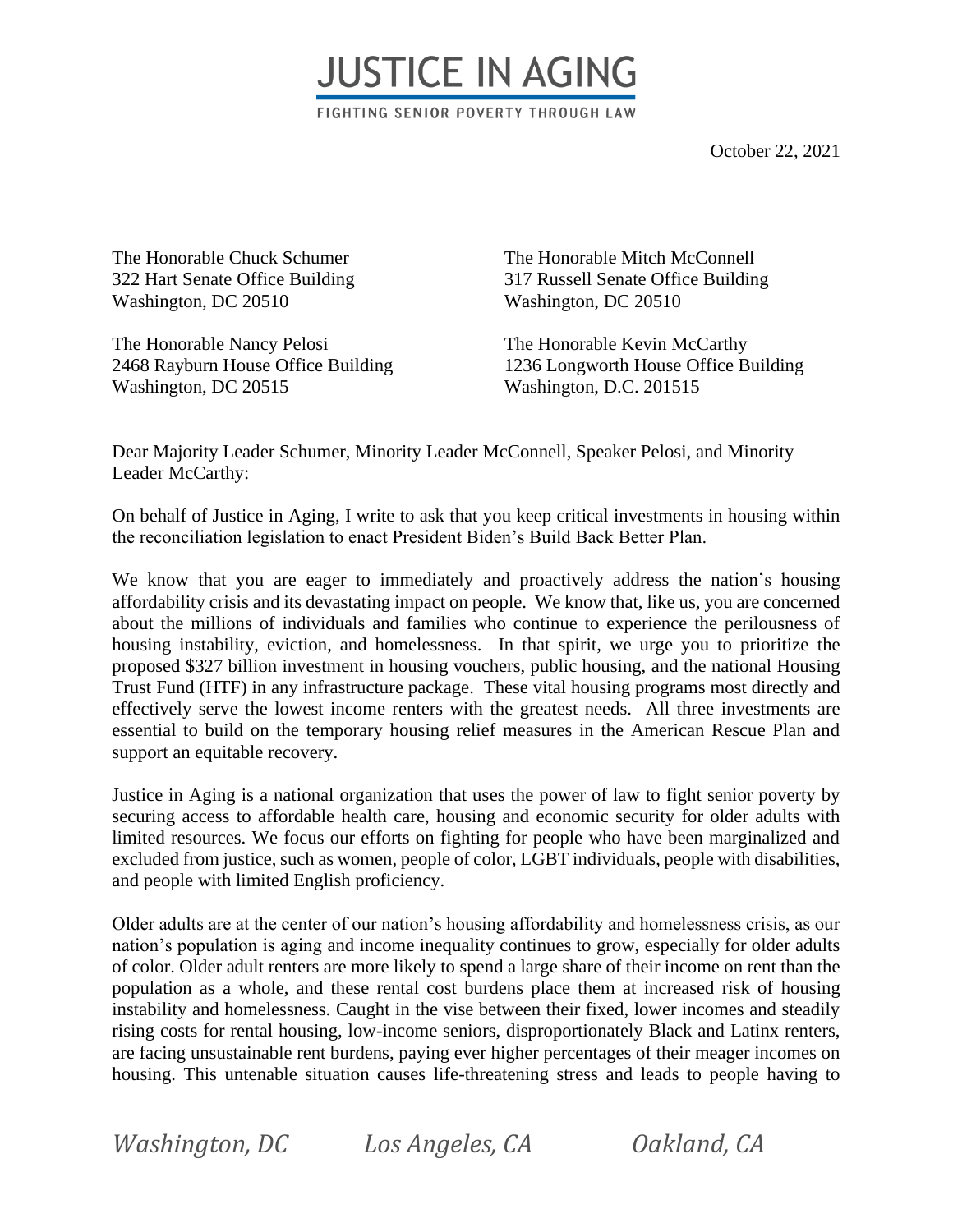# JUSTICE IN AGING

FIGHTING SENIOR POVERTY THROUGH LAW

October 22, 2021

The Honorable Chuck Schumer
322 Hart Senate Office Building
Washington, DC 20510

The Honorable Mitch McConnell
317 Russell Senate Office Building
Washington, DC 20510

The Honorable Nancy Pelosi
2468 Rayburn House Office Building
Washington, DC 20515

The Honorable Kevin McCarthy
1236 Longworth House Office Building
Washington, D.C. 201515

Dear Majority Leader Schumer, Minority Leader McConnell, Speaker Pelosi, and Minority Leader McCarthy:

On behalf of Justice in Aging, I write to ask that you keep critical investments in housing within the reconciliation legislation to enact President Biden's Build Back Better Plan.

We know that you are eager to immediately and proactively address the nation's housing affordability crisis and its devastating impact on people. We know that, like us, you are concerned about the millions of individuals and families who continue to experience the perilousness of housing instability, eviction, and homelessness. In that spirit, we urge you to prioritize the proposed $327 billion investment in housing vouchers, public housing, and the national Housing Trust Fund (HTF) in any infrastructure package. These vital housing programs most directly and effectively serve the lowest income renters with the greatest needs. All three investments are essential to build on the temporary housing relief measures in the American Rescue Plan and support an equitable recovery.

Justice in Aging is a national organization that uses the power of law to fight senior poverty by securing access to affordable health care, housing and economic security for older adults with limited resources. We focus our efforts on fighting for people who have been marginalized and excluded from justice, such as women, people of color, LGBT individuals, people with disabilities, and people with limited English proficiency.

Older adults are at the center of our nation's housing affordability and homelessness crisis, as our nation's population is aging and income inequality continues to grow, especially for older adults of color. Older adult renters are more likely to spend a large share of their income on rent than the population as a whole, and these rental cost burdens place them at increased risk of housing instability and homelessness. Caught in the vise between their fixed, lower incomes and steadily rising costs for rental housing, low-income seniors, disproportionately Black and Latinx renters, are facing unsustainable rent burdens, paying ever higher percentages of their meager incomes on housing. This untenable situation causes life-threatening stress and leads to people having to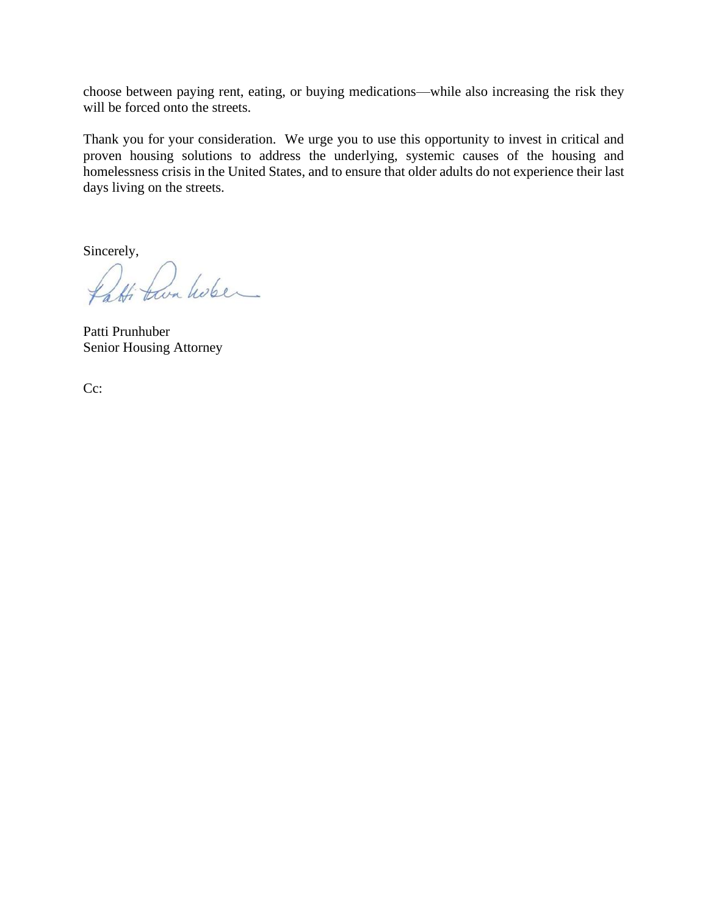choose between paying rent, eating, or buying medications—while also increasing the risk they will be forced onto the streets.

Thank you for your consideration. We urge you to use this opportunity to invest in critical and proven housing solutions to address the underlying, systemic causes of the housing and homelessness crisis in the United States, and to ensure that older adults do not experience their last days living on the streets.

Sincerely,

Patti Prunhuber
Senior Housing Attorney

Cc: